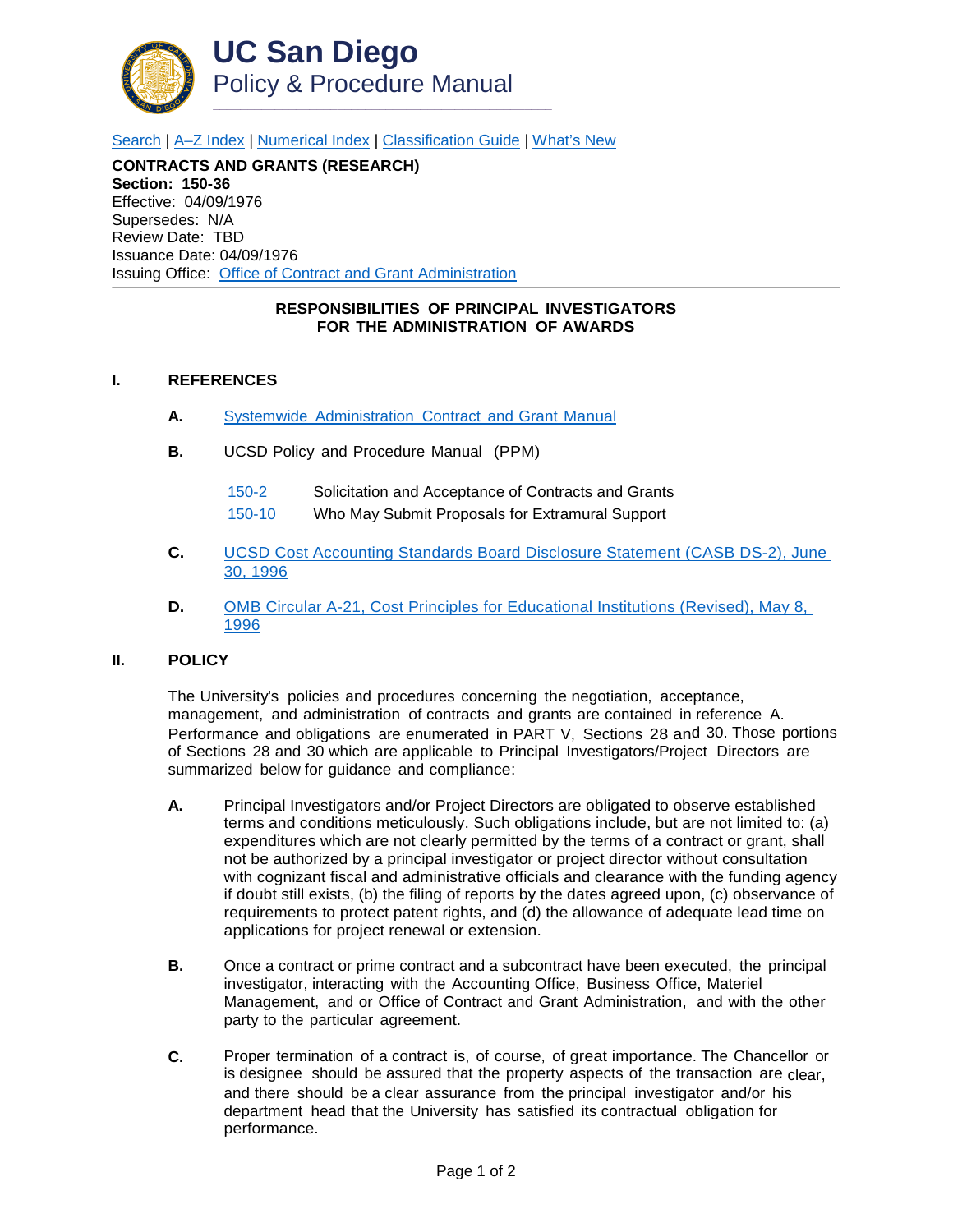# UC San Diego
## Policy & Procedure Manual

Search | A–Z Index | Numerical Index | Classification Guide | What's New

**CONTRACTS AND GRANTS (RESEARCH)**
**Section: 150-36**
Effective: 04/09/1976
Supersedes: N/A
Review Date: TBD
Issuance Date: 04/09/1976
Issuing Office: Office of Contract and Grant Administration

---

### RESPONSIBILITIES OF PRINCIPAL INVESTIGATORS FOR THE ADMINISTRATION OF AWARDS

## I. REFERENCES

**A.** Systemwide Administration Contract and Grant Manual

**B.** UCSD Policy and Procedure Manual (PPM)

| | |
|---|---|
| 150-2 | Solicitation and Acceptance of Contracts and Grants |
| 150-10 | Who May Submit Proposals for Extramural Support |

**C.** UCSD Cost Accounting Standards Board Disclosure Statement (CASB DS-2), June 30, 1996

**D.** OMB Circular A-21, Cost Principles for Educational Institutions (Revised), May 8, 1996

## II. POLICY

The University's policies and procedures concerning the negotiation, acceptance, management, and administration of contracts and grants are contained in reference A. Performance and obligations are enumerated in PART V, Sections 28 and 30. Those portions of Sections 28 and 30 which are applicable to Principal Investigators/Project Directors are summarized below for guidance and compliance:

**A.** Principal Investigators and/or Project Directors are obligated to observe established terms and conditions meticulously. Such obligations include, but are not limited to: (a) expenditures which are not clearly permitted by the terms of a contract or grant, shall not be authorized by a principal investigator or project director without consultation with cognizant fiscal and administrative officials and clearance with the funding agency if doubt still exists, (b) the filing of reports by the dates agreed upon, (c) observance of requirements to protect patent rights, and (d) the allowance of adequate lead time on applications for project renewal or extension.

**B.** Once a contract or prime contract and a subcontract have been executed, the principal investigator, interacting with the Accounting Office, Business Office, Materiel Management, and or Office of Contract and Grant Administration, and with the other party to the particular agreement.

**C.** Proper termination of a contract is, of course, of great importance. The Chancellor or is designee should be assured that the property aspects of the transaction are clear, and there should be a clear assurance from the principal investigator and/or his department head that the University has satisfied its contractual obligation for performance.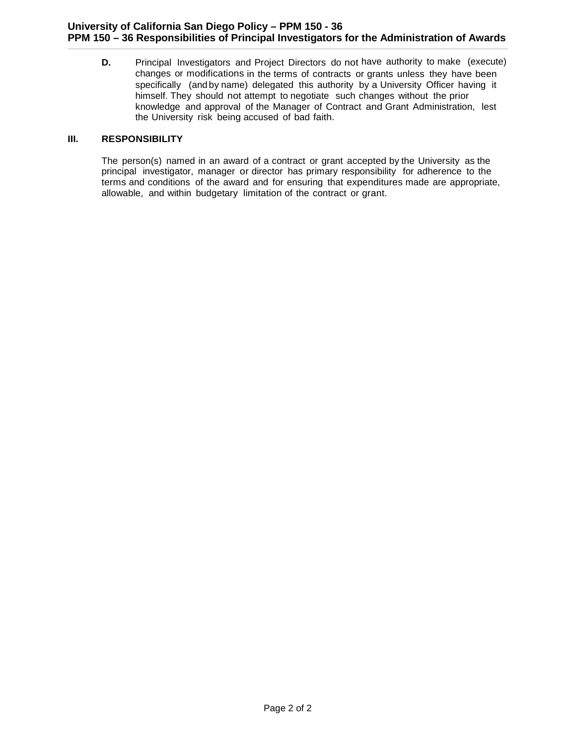**D.** Principal Investigators and Project Directors do not have authority to make (execute) changes or modifications in the terms of contracts or grants unless they have been specifically (and by name) delegated this authority by a University Officer having it himself. They should not attempt to negotiate such changes without the prior knowledge and approval of the Manager of Contract and Grant Administration, lest the University risk being accused of bad faith.

## III. RESPONSIBILITY

The person(s) named in an award of a contract or grant accepted by the University as the principal investigator, manager or director has primary responsibility for adherence to the terms and conditions of the award and for ensuring that expenditures made are appropriate, allowable, and within budgetary limitation of the contract or grant.